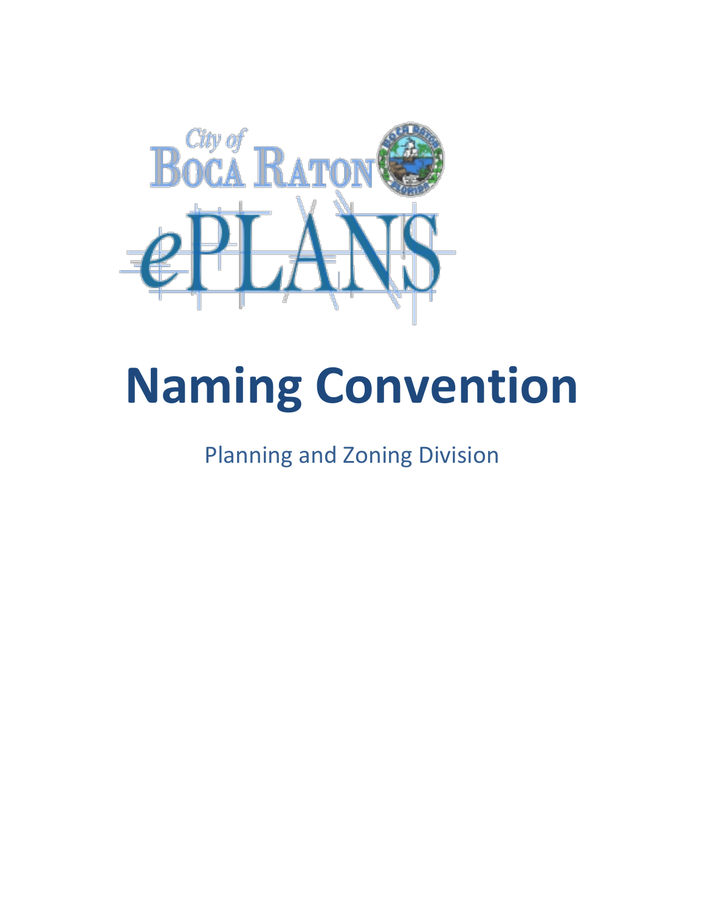# Naming Convention

Planning and Zoning Division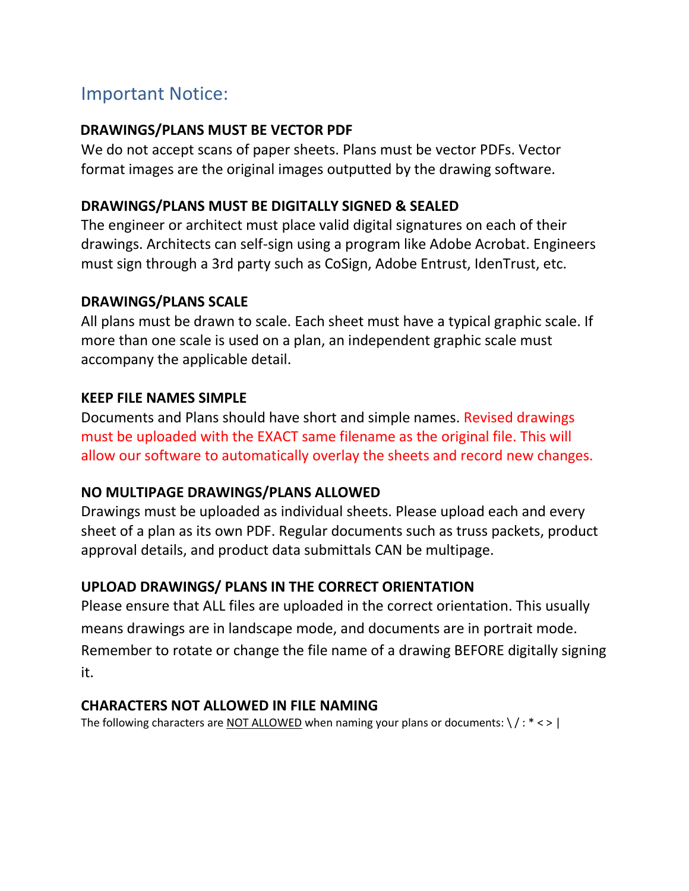## Important Notice:

### DRAWINGS/PLANS MUST BE VECTOR PDF

We do not accept scans of paper sheets. Plans must be vector PDFs. Vector format images are the original images outputted by the drawing software.

### DRAWINGS/PLANS MUST BE DIGITALLY SIGNED & SEALED

The engineer or architect must place valid digital signatures on each of their drawings. Architects can self-sign using a program like Adobe Acrobat. Engineers must sign through a 3rd party such as CoSign, Adobe Entrust, IdenTrust, etc.

### DRAWINGS/PLANS SCALE

All plans must be drawn to scale. Each sheet must have a typical graphic scale. If more than one scale is used on a plan, an independent graphic scale must accompany the applicable detail.

### KEEP FILE NAMES SIMPLE

Documents and Plans should have short and simple names. Revised drawings must be uploaded with the EXACT same filename as the original file. This will allow our software to automatically overlay the sheets and record new changes.

### NO MULTIPAGE DRAWINGS/PLANS ALLOWED

Drawings must be uploaded as individual sheets. Please upload each and every sheet of a plan as its own PDF. Regular documents such as truss packets, product approval details, and product data submittals CAN be multipage.

### UPLOAD DRAWINGS/ PLANS IN THE CORRECT ORIENTATION

Please ensure that ALL files are uploaded in the correct orientation. This usually means drawings are in landscape mode, and documents are in portrait mode. Remember to rotate or change the file name of a drawing BEFORE digitally signing it.

### CHARACTERS NOT ALLOWED IN FILE NAMING

The following characters are NOT ALLOWED when naming your plans or documents: \ / : * < > |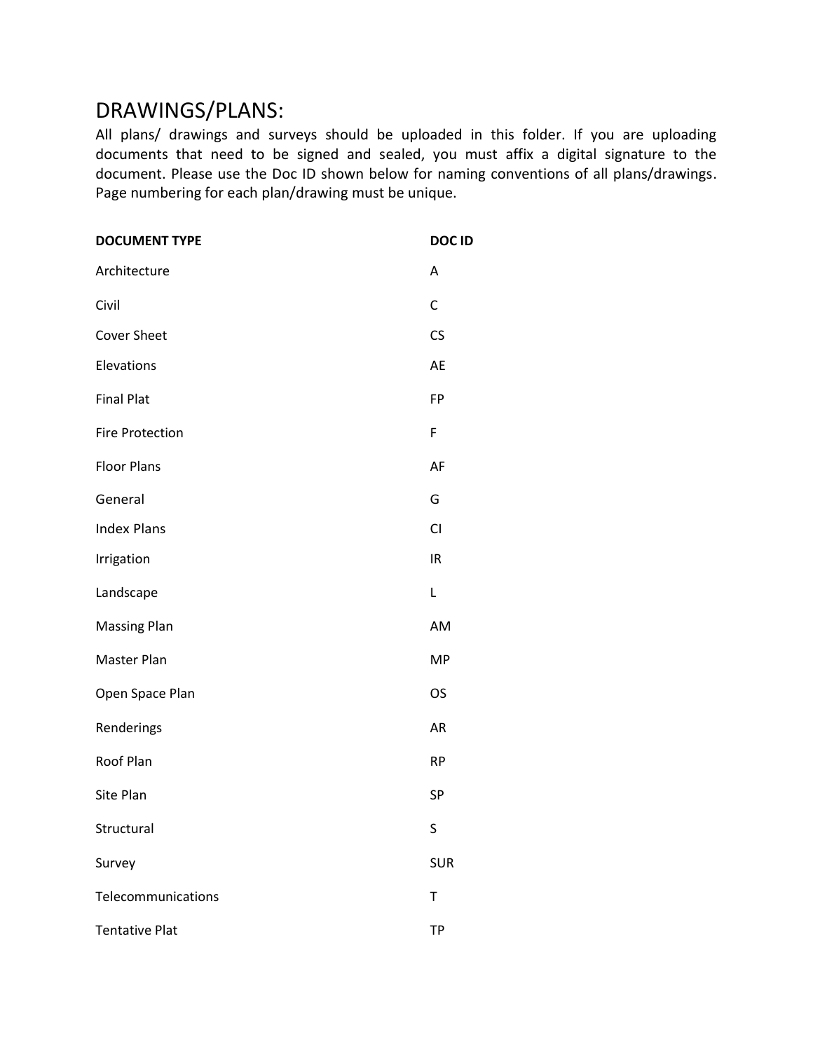## DRAWINGS/PLANS:

All plans/ drawings and surveys should be uploaded in this folder. If you are uploading documents that need to be signed and sealed, you must affix a digital signature to the document. Please use the Doc ID shown below for naming conventions of all plans/drawings. Page numbering for each plan/drawing must be unique.

| DOCUMENT TYPE | DOC ID |
| --- | --- |
| Architecture | A |
| Civil | C |
| Cover Sheet | CS |
| Elevations | AE |
| Final Plat | FP |
| Fire Protection | F |
| Floor Plans | AF |
| General | G |
| Index Plans | CI |
| Irrigation | IR |
| Landscape | L |
| Massing Plan | AM |
| Master Plan | MP |
| Open Space Plan | OS |
| Renderings | AR |
| Roof Plan | RP |
| Site Plan | SP |
| Structural | S |
| Survey | SUR |
| Telecommunications | T |
| Tentative Plat | TP |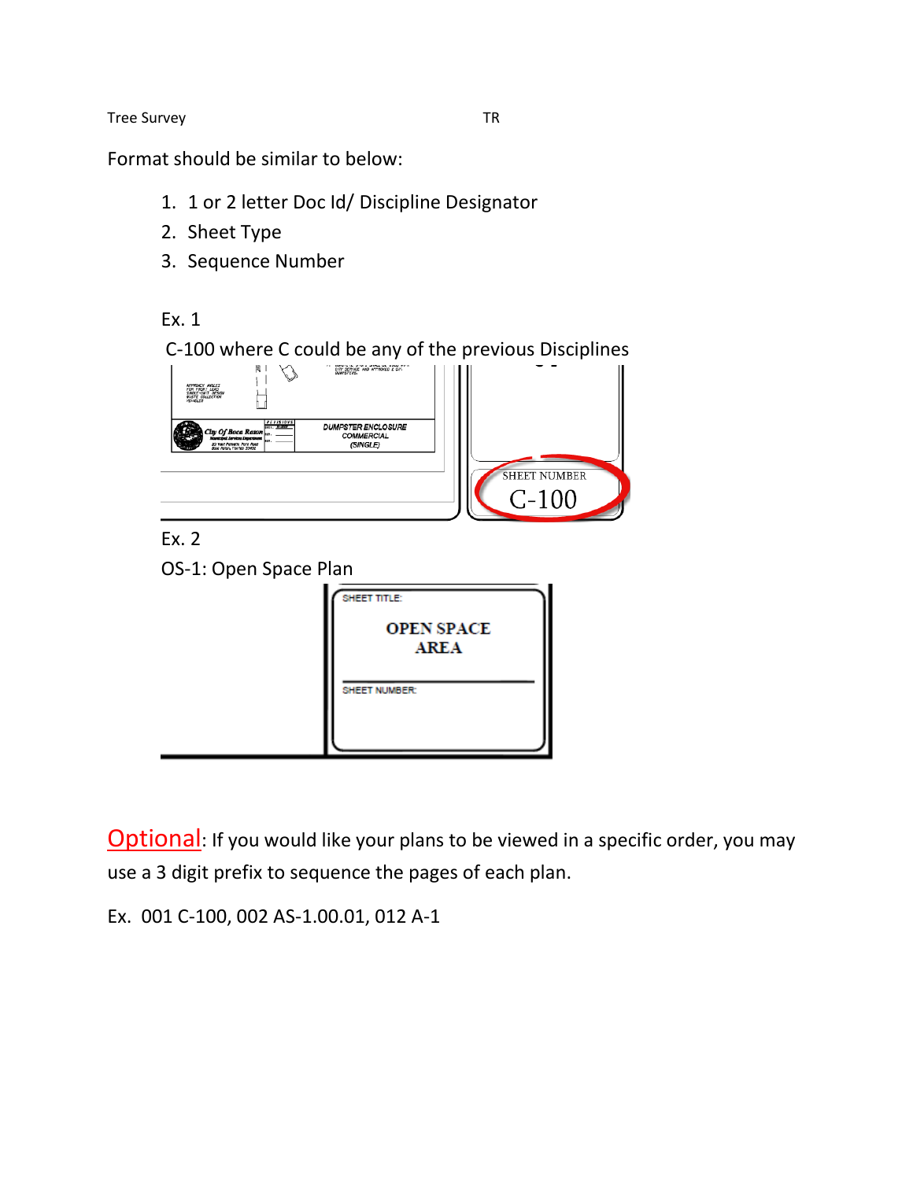| Tree Survey | TR |
|---|---|

Format should be similar to below:

1. 1 or 2 letter Doc Id/ Discipline Designator
2. Sheet Type
3. Sequence Number

Ex. 1

C-100 where C could be any of the previous Disciplines

Ex. 2

OS-1: Open Space Plan

Optional: If you would like your plans to be viewed in a specific order, you may use a 3 digit prefix to sequence the pages of each plan.

Ex. 001 C-100, 002 AS-1.00.01, 012 A-1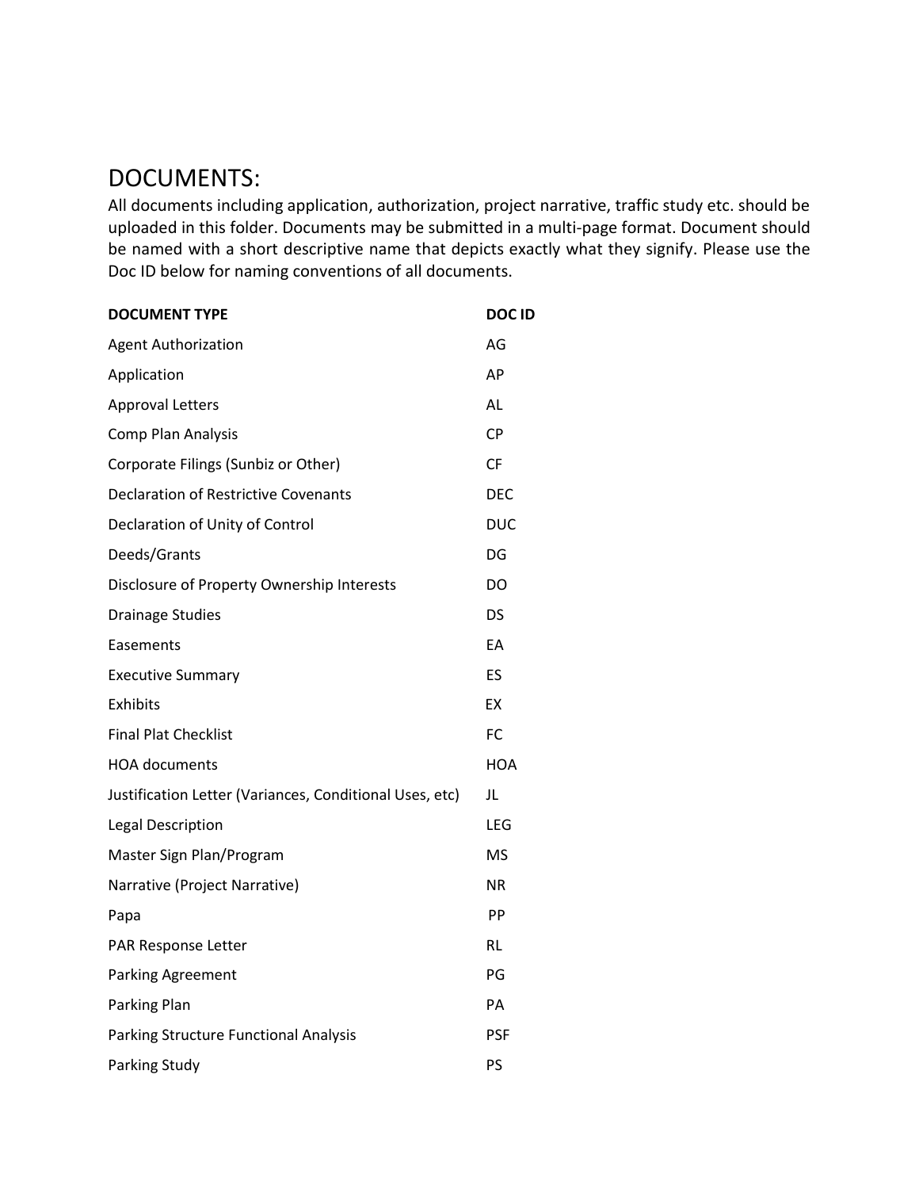# DOCUMENTS:

All documents including application, authorization, project narrative, traffic study etc. should be uploaded in this folder. Documents may be submitted in a multi-page format. Document should be named with a short descriptive name that depicts exactly what they signify. Please use the Doc ID below for naming conventions of all documents.

| DOCUMENT TYPE | DOC ID |
|---|---|
| Agent Authorization | AG |
| Application | AP |
| Approval Letters | AL |
| Comp Plan Analysis | CP |
| Corporate Filings (Sunbiz or Other) | CF |
| Declaration of Restrictive Covenants | DEC |
| Declaration of Unity of Control | DUC |
| Deeds/Grants | DG |
| Disclosure of Property Ownership Interests | DO |
| Drainage Studies | DS |
| Easements | EA |
| Executive Summary | ES |
| Exhibits | EX |
| Final Plat Checklist | FC |
| HOA documents | HOA |
| Justification Letter (Variances, Conditional Uses, etc) | JL |
| Legal Description | LEG |
| Master Sign Plan/Program | MS |
| Narrative (Project Narrative) | NR |
| Papa | PP |
| PAR Response Letter | RL |
| Parking Agreement | PG |
| Parking Plan | PA |
| Parking Structure Functional Analysis | PSF |
| Parking Study | PS |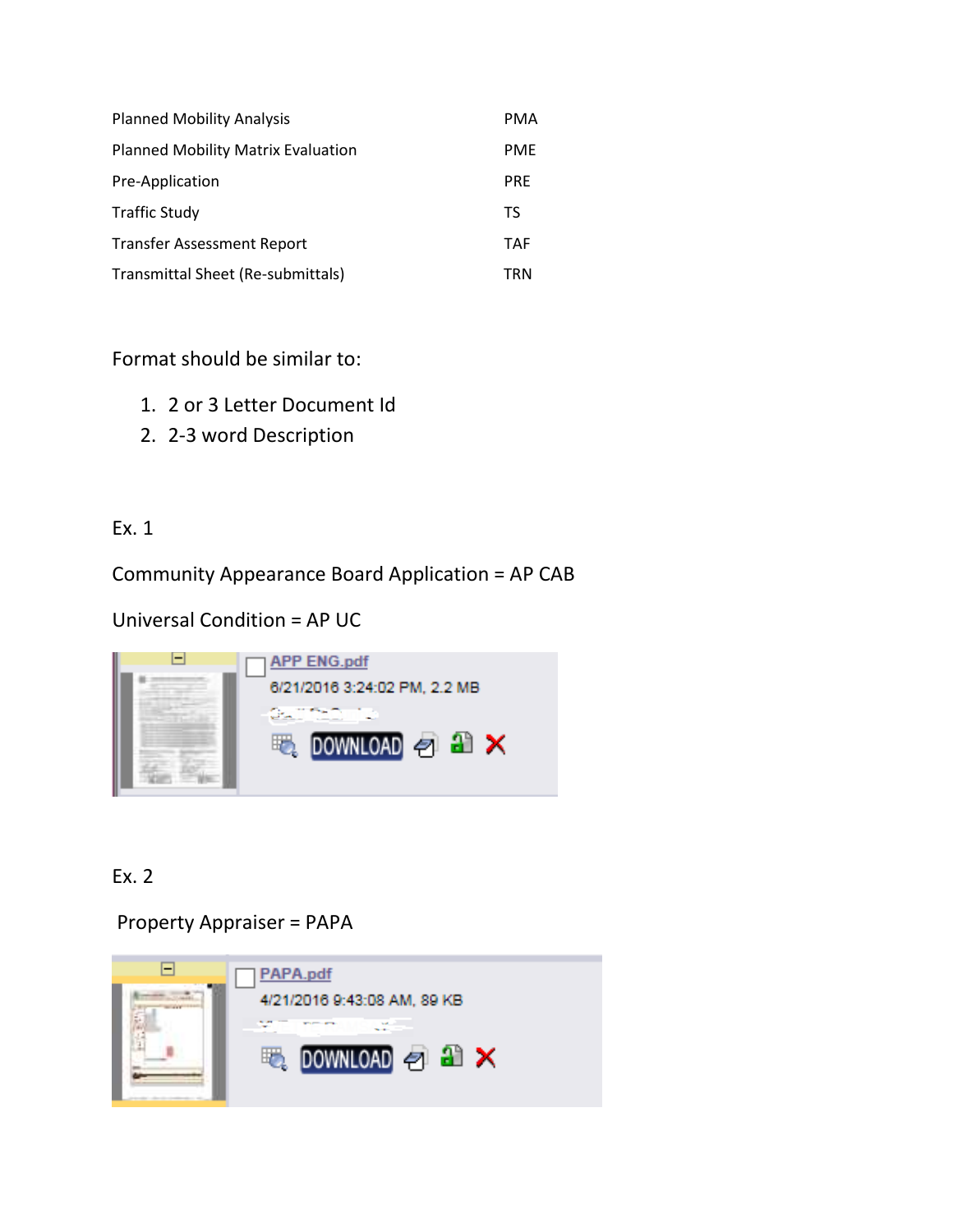| | |
|---|---|
| Planned Mobility Analysis | PMA |
| Planned Mobility Matrix Evaluation | PME |
| Pre-Application | PRE |
| Traffic Study | TS |
| Transfer Assessment Report | TAF |
| Transmittal Sheet (Re-submittals) | TRN |

Format should be similar to:

1. 2 or 3 Letter Document Id
2. 2-3 word Description

Ex. 1

Community Appearance Board Application = AP CAB

Universal Condition = AP UC

APP ENG.pdf
6/21/2016 3:24:02 PM, 2.2 MB
DOWNLOAD

Ex. 2

Property Appraiser = PAPA

PAPA.pdf
4/21/2016 9:43:08 AM, 89 KB
DOWNLOAD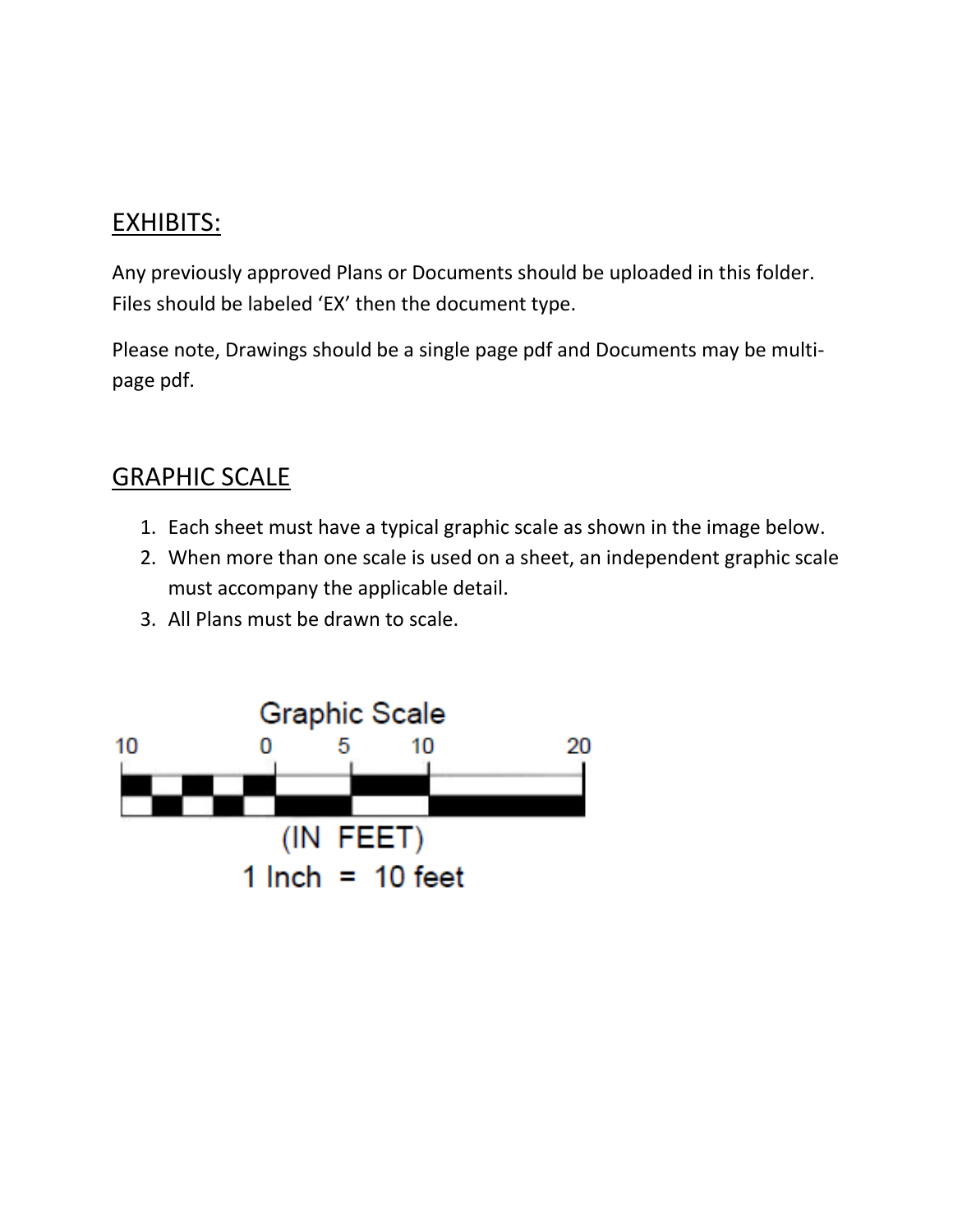## EXHIBITS:

Any previously approved Plans or Documents should be uploaded in this folder. Files should be labeled 'EX' then the document type.

Please note, Drawings should be a single page pdf and Documents may be multi-page pdf.

## GRAPHIC SCALE

1. Each sheet must have a typical graphic scale as shown in the image below.
2. When more than one scale is used on a sheet, an independent graphic scale must accompany the applicable detail.
3. All Plans must be drawn to scale.

Graphic Scale

10 0 5 10 20

(IN FEET)

1 Inch = 10 feet